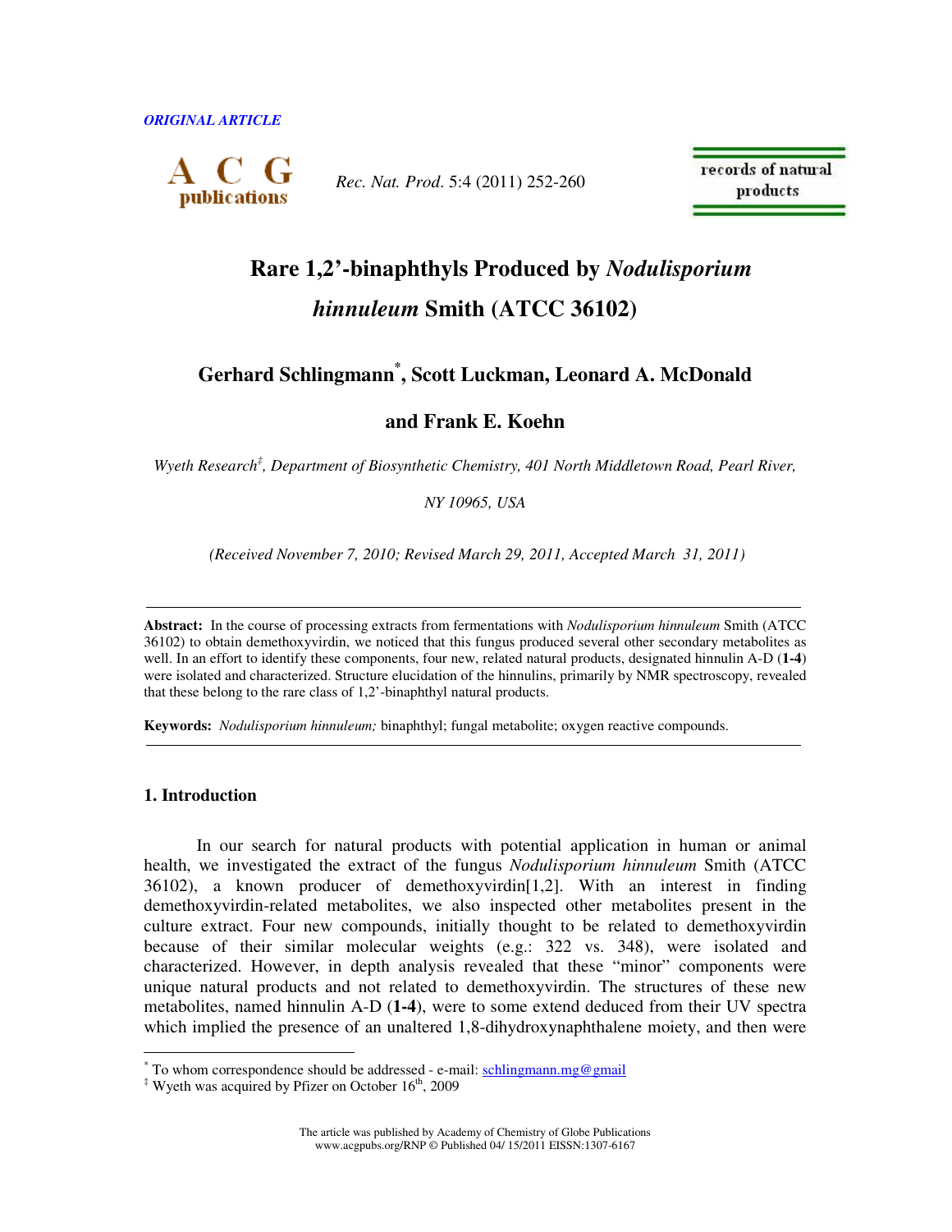*ORIGINAL ARTICLE*

# Rare 1,2'-binaphthyls Produced by *Nodulisporium hinnuleum* Smith (ATCC 36102)

**Gerhard Schlingmann[*], Scott Luckman, Leonard A. McDonald and Frank E. Koehn**

*Wyeth Research[‡], Department of Biosynthetic Chemistry, 401 North Middletown Road, Pearl River, NY 10965, USA*

*(Received November 7, 2010; Revised March 29, 2011, Accepted March 31, 2011)*

---

**Abstract:** In the course of processing extracts from fermentations with *Nodulisporium hinnuleum* Smith (ATCC 36102) to obtain demethoxyvirdin, we noticed that this fungus produced several other secondary metabolites as well. In an effort to identify these components, four new, related natural products, designated hinnulin A-D (**1-4**) were isolated and characterized. Structure elucidation of the hinnulins, primarily by NMR spectroscopy, revealed that these belong to the rare class of 1,2'-binaphthyl natural products.

**Keywords:** *Nodulisporium hinnuleum;* binaphthyl; fungal metabolite; oxygen reactive compounds.

---

## 1. Introduction

In our search for natural products with potential application in human or animal health, we investigated the extract of the fungus *Nodulisporium hinnuleum* Smith (ATCC 36102), a known producer of demethoxyvirdin[1,2]. With an interest in finding demethoxyvirdin-related metabolites, we also inspected other metabolites present in the culture extract. Four new compounds, initially thought to be related to demethoxyvirdin because of their similar molecular weights (e.g.: 322 vs. 348), were isolated and characterized. However, in depth analysis revealed that these "minor" components were unique natural products and not related to demethoxyvirdin. The structures of these new metabolites, named hinnulin A-D (**1-4**), were to some extend deduced from their UV spectra which implied the presence of an unaltered 1,8-dihydroxynaphthalene moiety, and then were

---

[*] To whom correspondence should be addressed - e-mail: schlingmann.mg@gmail

[‡] Wyeth was acquired by Pfizer on October 16th, 2009

The article was published by Academy of Chemistry of Globe Publications
www.acgpubs.org/RNP © Published 04/ 15/2011 EISSN:1307-6167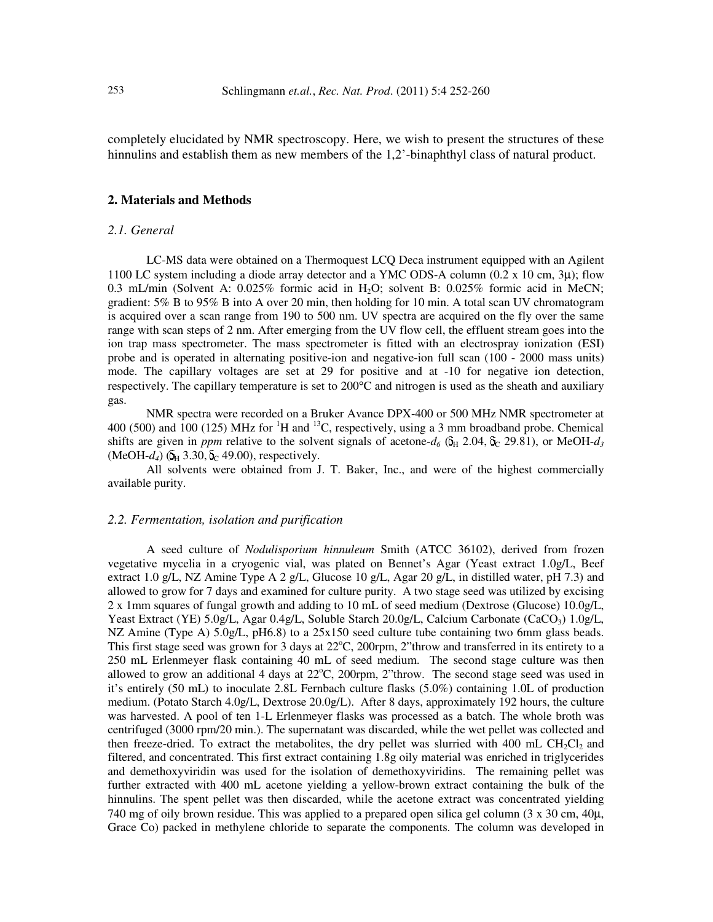completely elucidated by NMR spectroscopy. Here, we wish to present the structures of these hinnulins and establish them as new members of the 1,2'-binaphthyl class of natural product.

## 2. Materials and Methods

### *2.1. General*

LC-MS data were obtained on a Thermoquest LCQ Deca instrument equipped with an Agilent 1100 LC system including a diode array detector and a YMC ODS-A column (0.2 x 10 cm, 3μ); flow 0.3 mL/min (Solvent A: 0.025% formic acid in $H_2O$; solvent B: 0.025% formic acid in MeCN; gradient: 5% B to 95% B into A over 20 min, then holding for 10 min. A total scan UV chromatogram is acquired over a scan range from 190 to 500 nm. UV spectra are acquired on the fly over the same range with scan steps of 2 nm. After emerging from the UV flow cell, the effluent stream goes into the ion trap mass spectrometer. The mass spectrometer is fitted with an electrospray ionization (ESI) probe and is operated in alternating positive-ion and negative-ion full scan (100 - 2000 mass units) mode. The capillary voltages are set at 29 for positive and at -10 for negative ion detection, respectively. The capillary temperature is set to 200°C and nitrogen is used as the sheath and auxiliary gas.

NMR spectra were recorded on a Bruker Avance DPX-400 or 500 MHz NMR spectrometer at 400 (500) and 100 (125) MHz for $^1H$ and $^{13}C$, respectively, using a 3 mm broadband probe. Chemical shifts are given in *ppm* relative to the solvent signals of acetone-$d_6$ ($\delta_H$ 2.04, $\delta_C$ 29.81), or MeOH-$d_3$ (MeOH-$d_4$) ($\delta_H$ 3.30, $\delta_C$ 49.00), respectively.

All solvents were obtained from J. T. Baker, Inc., and were of the highest commercially available purity.

### *2.2. Fermentation, isolation and purification*

A seed culture of *Nodulisporium hinnuleum* Smith (ATCC 36102), derived from frozen vegetative mycelia in a cryogenic vial, was plated on Bennet's Agar (Yeast extract 1.0g/L, Beef extract 1.0 g/L, NZ Amine Type A 2 g/L, Glucose 10 g/L, Agar 20 g/L, in distilled water, pH 7.3) and allowed to grow for 7 days and examined for culture purity. A two stage seed was utilized by excising 2 x 1mm squares of fungal growth and adding to 10 mL of seed medium (Dextrose (Glucose) 10.0g/L, Yeast Extract (YE) 5.0g/L, Agar 0.4g/L, Soluble Starch 20.0g/L, Calcium Carbonate ($CaCO_3$) 1.0g/L, NZ Amine (Type A) 5.0g/L, pH6.8) to a 25x150 seed culture tube containing two 6mm glass beads. This first stage seed was grown for 3 days at 22°C, 200rpm, 2"throw and transferred in its entirety to a 250 mL Erlenmeyer flask containing 40 mL of seed medium. The second stage culture was then allowed to grow an additional 4 days at 22°C, 200rpm, 2"throw. The second stage seed was used in it's entirely (50 mL) to inoculate 2.8L Fernbach culture flasks (5.0%) containing 1.0L of production medium. (Potato Starch 4.0g/L, Dextrose 20.0g/L). After 8 days, approximately 192 hours, the culture was harvested. A pool of ten 1-L Erlenmeyer flasks was processed as a batch. The whole broth was centrifuged (3000 rpm/20 min.). The supernatant was discarded, while the wet pellet was collected and then freeze-dried. To extract the metabolites, the dry pellet was slurried with 400 mL $CH_2Cl_2$ and filtered, and concentrated. This first extract containing 1.8g oily material was enriched in triglycerides and demethoxyviridin was used for the isolation of demethoxyviridins. The remaining pellet was further extracted with 400 mL acetone yielding a yellow-brown extract containing the bulk of the hinnulins. The spent pellet was then discarded, while the acetone extract was concentrated yielding 740 mg of oily brown residue. This was applied to a prepared open silica gel column (3 x 30 cm, 40μ, Grace Co) packed in methylene chloride to separate the components. The column was developed in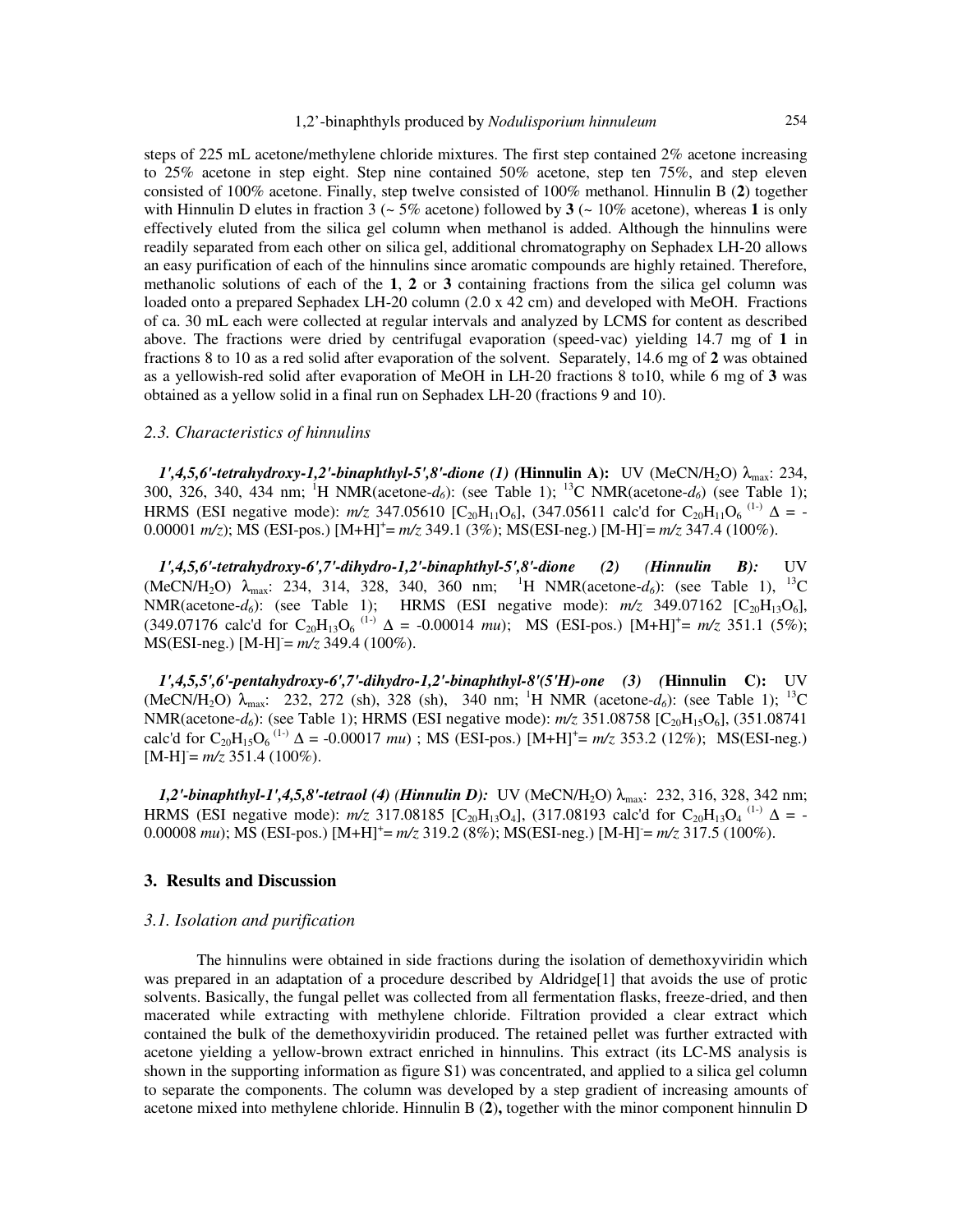steps of 225 mL acetone/methylene chloride mixtures. The first step contained 2% acetone increasing to 25% acetone in step eight. Step nine contained 50% acetone, step ten 75%, and step eleven consisted of 100% acetone. Finally, step twelve consisted of 100% methanol. Hinnulin B (**2**) together with Hinnulin D elutes in fraction 3 (~ 5% acetone) followed by **3** (~ 10% acetone), whereas **1** is only effectively eluted from the silica gel column when methanol is added. Although the hinnulins were readily separated from each other on silica gel, additional chromatography on Sephadex LH-20 allows an easy purification of each of the hinnulins since aromatic compounds are highly retained. Therefore, methanolic solutions of each of the **1**, **2** or **3** containing fractions from the silica gel column was loaded onto a prepared Sephadex LH-20 column (2.0 x 42 cm) and developed with MeOH. Fractions of ca. 30 mL each were collected at regular intervals and analyzed by LCMS for content as described above. The fractions were dried by centrifugal evaporation (speed-vac) yielding 14.7 mg of **1** in fractions 8 to 10 as a red solid after evaporation of the solvent. Separately, 14.6 mg of **2** was obtained as a yellowish-red solid after evaporation of MeOH in LH-20 fractions 8 to10, while 6 mg of **3** was obtained as a yellow solid in a final run on Sephadex LH-20 (fractions 9 and 10).

### *2.3. Characteristics of hinnulins*

***1',4,5,6'-tetrahydroxy-1,2'-binaphthyl-5',8'-dione (1) (*Hinnulin A):** UV (MeCN/$H_2O$) $\lambda_{max}$: 234, 300, 326, 340, 434 nm; $^1H$ NMR(acetone-$d_6$): (see Table 1); $^{13}C$ NMR(acetone-$d_6$) (see Table 1); HRMS (ESI negative mode): *m/z* 347.05610 [$C_{20}H_{11}O_6$], (347.05611 calc'd for $C_{20}H_{11}O_6$ $^{(1-)}$ $\Delta$ = -0.00001 *m/z*); MS (ESI-pos.) $[M+H]^+$= *m/z* 349.1 (3%); MS(ESI-neg.) $[M-H]^-$= *m/z* 347.4 (100%).

***1',4,5,6'-tetrahydroxy-6',7'-dihydro-1,2'-binaphthyl-5',8'-dione (2) (Hinnulin B):*** UV (MeCN/$H_2O$) $\lambda_{max}$: 234, 314, 328, 340, 360 nm; $^1H$ NMR(acetone-$d_6$): (see Table 1), $^{13}C$ NMR(acetone-$d_6$): (see Table 1); HRMS (ESI negative mode): *m/z* 349.07162 [$C_{20}H_{13}O_6$], (349.07176 calc'd for $C_{20}H_{13}O_6$ $^{(1-)}$ $\Delta$ = -0.00014 *mu*); MS (ESI-pos.) $[M+H]^+$= *m/z* 351.1 (5%); MS(ESI-neg.) $[M-H]^-$= *m/z* 349.4 (100%).

***1',4,5,5',6'-pentahydroxy-6',7'-dihydro-1,2'-binaphthyl-8'(5'H)-one (3) (*Hinnulin C):** UV (MeCN/$H_2O$) $\lambda_{max}$: 232, 272 (sh), 328 (sh), 340 nm; $^1H$ NMR (acetone-$d_6$): (see Table 1); $^{13}C$ NMR(acetone-$d_6$): (see Table 1); HRMS (ESI negative mode): *m/z* 351.08758 [$C_{20}H_{15}O_6$], (351.08741 calc'd for $C_{20}H_{15}O_6$ $^{(1-)}$ $\Delta$ = -0.00017 *mu*) ; MS (ESI-pos.) $[M+H]^+$= *m/z* 353.2 (12%); MS(ESI-neg.) $[M-H]^-$= *m/z* 351.4 (100%).

***1,2'-binaphthyl-1',4,5,8'-tetraol (4) (Hinnulin D):*** UV (MeCN/$H_2O$) $\lambda_{max}$: 232, 316, 328, 342 nm; HRMS (ESI negative mode): *m/z* 317.08185 [$C_{20}H_{13}O_4$], (317.08193 calc'd for $C_{20}H_{13}O_4$ $^{(1-)}$ $\Delta$ = -0.00008 *mu*); MS (ESI-pos.) $[M+H]^+$= *m/z* 319.2 (8%); MS(ESI-neg.) $[M-H]^-$= *m/z* 317.5 (100%).

## 3. Results and Discussion

### *3.1. Isolation and purification*

The hinnulins were obtained in side fractions during the isolation of demethoxyviridin which was prepared in an adaptation of a procedure described by Aldridge[1] that avoids the use of protic solvents. Basically, the fungal pellet was collected from all fermentation flasks, freeze-dried, and then macerated while extracting with methylene chloride. Filtration provided a clear extract which contained the bulk of the demethoxyviridin produced. The retained pellet was further extracted with acetone yielding a yellow-brown extract enriched in hinnulins. This extract (its LC-MS analysis is shown in the supporting information as figure S1) was concentrated, and applied to a silica gel column to separate the components. The column was developed by a step gradient of increasing amounts of acetone mixed into methylene chloride. Hinnulin B (**2**), together with the minor component hinnulin D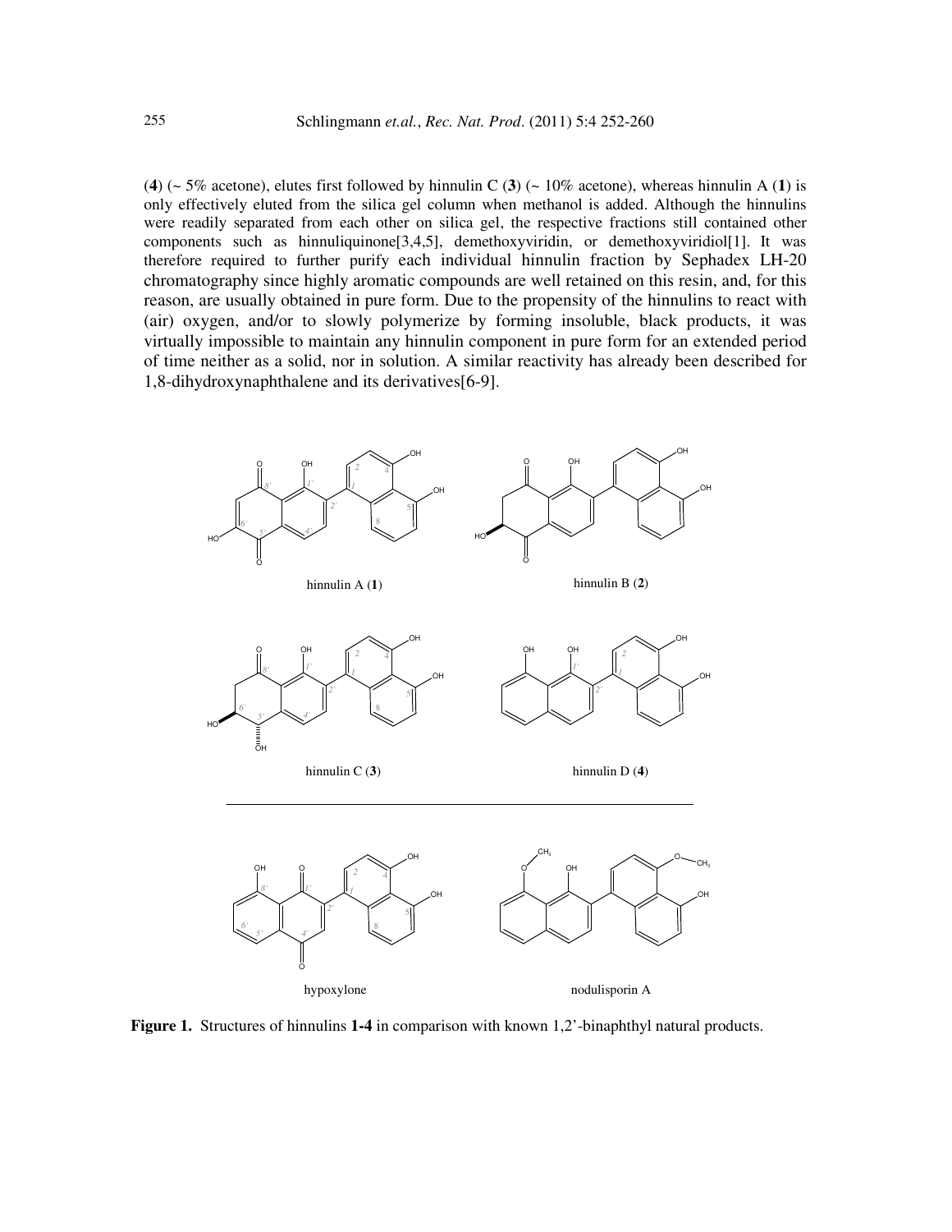(**4**) (~ 5% acetone), elutes first followed by hinnulin C (**3**) (~ 10% acetone), whereas hinnulin A (**1**) is only effectively eluted from the silica gel column when methanol is added. Although the hinnulins were readily separated from each other on silica gel, the respective fractions still contained other components such as hinnuliquinone[3,4,5], demethoxyviridin, or demethoxyviridiol[1]. It was therefore required to further purify each individual hinnulin fraction by Sephadex LH-20 chromatography since highly aromatic compounds are well retained on this resin, and, for this reason, are usually obtained in pure form. Due to the propensity of the hinnulins to react with (air) oxygen, and/or to slowly polymerize by forming insoluble, black products, it was virtually impossible to maintain any hinnulin component in pure form for an extended period of time neither as a solid, nor in solution. A similar reactivity has already been described for 1,8-dihydroxynaphthalene and its derivatives[6-9].

hinnulin A (**1**)

hinnulin B (**2**)

hinnulin C (**3**)

hinnulin D (**4**)

hypoxylone

nodulisporin A

**Figure 1.** Structures of hinnulins **1-4** in comparison with known 1,2'-binaphthyl natural products.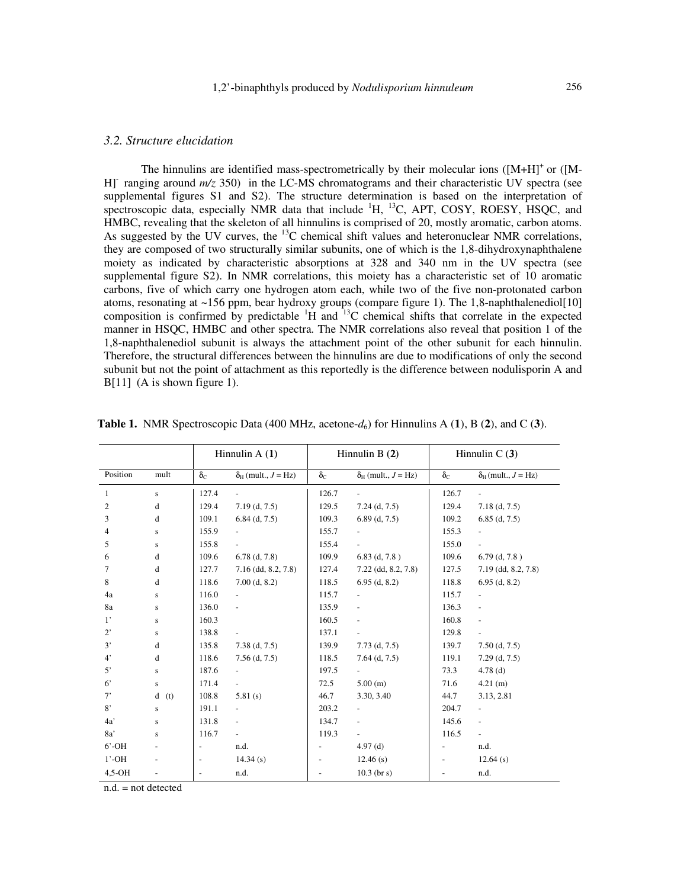### 3.2. Structure elucidation

The hinnulins are identified mass-spectrometrically by their molecular ions ($[M+H]^+$ or ($[M-H]^-$ ranging around *m/z* 350) in the LC-MS chromatograms and their characteristic UV spectra (see supplemental figures S1 and S2). The structure determination is based on the interpretation of spectroscopic data, especially NMR data that include $^1H$, $^{13}C$, APT, COSY, ROESY, HSQC, and HMBC, revealing that the skeleton of all hinnulins is comprised of 20, mostly aromatic, carbon atoms. As suggested by the UV curves, the $^{13}C$ chemical shift values and heteronuclear NMR correlations, they are composed of two structurally similar subunits, one of which is the 1,8-dihydroxynaphthalene moiety as indicated by characteristic absorptions at 328 and 340 nm in the UV spectra (see supplemental figure S2). In NMR correlations, this moiety has a characteristic set of 10 aromatic carbons, five of which carry one hydrogen atom each, while two of the five non-protonated carbon atoms, resonating at ~156 ppm, bear hydroxy groups (compare figure 1). The 1,8-naphthalenediol[10] composition is confirmed by predictable $^1H$ and $^{13}C$ chemical shifts that correlate in the expected manner in HSQC, HMBC and other spectra. The NMR correlations also reveal that position 1 of the 1,8-naphthalenediol subunit is always the attachment point of the other subunit for each hinnulin. Therefore, the structural differences between the hinnulins are due to modifications of only the second subunit but not the point of attachment as this reportedly is the difference between nodulisporin A and B[11] (A is shown figure 1).

**Table 1.** NMR Spectroscopic Data (400 MHz, acetone-$d_6$) for Hinnulins A (**1**), B (**2**), and C (**3**).

| | | Hinnulin A (**1**) | | Hinnulin B (**2**) | | Hinnulin C (**3**) | |
|---|---|---|---|---|---|---|---|
| Position | mult | $\delta_C$ | $\delta_H$ (mult., *J* = Hz) | $\delta_C$ | $\delta_H$ (mult., *J* = Hz) | $\delta_C$ | $\delta_H$ (mult., *J* = Hz) |
| 1 | s | 127.4 | - | 126.7 | - | 126.7 | - |
| 2 | d | 129.4 | 7.19 (d, 7.5) | 129.5 | 7.24 (d, 7.5) | 129.4 | 7.18 (d, 7.5) |
| 3 | d | 109.1 | 6.84 (d, 7.5) | 109.3 | 6.89 (d, 7.5) | 109.2 | 6.85 (d, 7.5) |
| 4 | s | 155.9 | - | 155.7 | - | 155.3 | - |
| 5 | s | 155.8 | - | 155.4 | - | 155.0 | - |
| 6 | d | 109.6 | 6.78 (d, 7.8) | 109.9 | 6.83 (d, 7.8 ) | 109.6 | 6.79 (d, 7.8 ) |
| 7 | d | 127.7 | 7.16 (dd, 8.2, 7.8) | 127.4 | 7.22 (dd, 8.2, 7.8) | 127.5 | 7.19 (dd, 8.2, 7.8) |
| 8 | d | 118.6 | 7.00 (d, 8.2) | 118.5 | 6.95 (d, 8.2) | 118.8 | 6.95 (d, 8.2) |
| 4a | s | 116.0 | - | 115.7 | - | 115.7 | - |
| 8a | s | 136.0 | - | 135.9 | - | 136.3 | - |
| 1' | s | 160.3 | | 160.5 | - | 160.8 | - |
| 2' | s | 138.8 | - | 137.1 | - | 129.8 | - |
| 3' | d | 135.8 | 7.38 (d, 7.5) | 139.9 | 7.73 (d, 7.5) | 139.7 | 7.50 (d, 7.5) |
| 4' | d | 118.6 | 7.56 (d, 7.5) | 118.5 | 7.64 (d, 7.5) | 119.1 | 7.29 (d, 7.5) |
| 5' | s | 187.6 | - | 197.5 | - | 73.3 | 4.78 (d) |
| 6' | s | 171.4 | - | 72.5 | 5.00 (m) | 71.6 | 4.21 (m) |
| 7' | d (t) | 108.8 | 5.81 (s) | 46.7 | 3.30, 3.40 | 44.7 | 3.13, 2.81 |
| 8' | s | 191.1 | - | 203.2 | - | 204.7 | - |
| 4a' | s | 131.8 | - | 134.7 | - | 145.6 | - |
| 8a' | s | 116.7 | - | 119.3 | - | 116.5 | - |
| 6'-OH | - | - | n.d. | - | 4.97 (d) | - | n.d. |
| 1'-OH | - | - | 14.34 (s) | - | 12.46 (s) | - | 12.64 (s) |
| 4,5-OH | - | - | n.d. | - | 10.3 (br s) | - | n.d. |

n.d. = not detected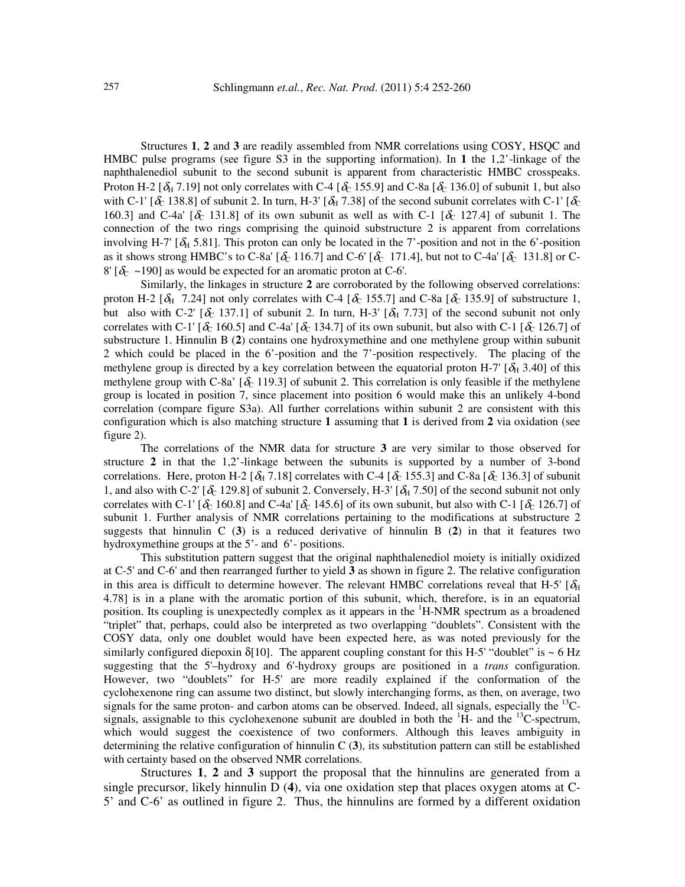Structures **1**, **2** and **3** are readily assembled from NMR correlations using COSY, HSQC and HMBC pulse programs (see figure S3 in the supporting information). In **1** the 1,2'-linkage of the naphthalenediol subunit to the second subunit is apparent from characteristic HMBC crosspeaks. Proton H-2 [$\delta_H$ 7.19] not only correlates with C-4 [$\delta_C$ 155.9] and C-8a [$\delta_C$ 136.0] of subunit 1, but also with C-1' [$\delta_C$ 138.8] of subunit 2. In turn, H-3' [$\delta_H$ 7.38] of the second subunit correlates with C-1' [$\delta_C$ 160.3] and C-4a' [$\delta_C$ 131.8] of its own subunit as well as with C-1 [$\delta_C$ 127.4] of subunit 1. The connection of the two rings comprising the quinoid substructure 2 is apparent from correlations involving H-7' [$\delta_H$ 5.81]. This proton can only be located in the 7'-position and not in the 6'-position as it shows strong HMBC's to C-8a' [$\delta_C$ 116.7] and C-6' [$\delta_C$ 171.4], but not to C-4a' [$\delta_C$ 131.8] or C-8' [$\delta_C$ ~190] as would be expected for an aromatic proton at C-6'.

Similarly, the linkages in structure **2** are corroborated by the following observed correlations: proton H-2 [$\delta_H$ 7.24] not only correlates with C-4 [$\delta_C$ 155.7] and C-8a [$\delta_C$ 135.9] of substructure 1, but also with C-2' [$\delta_C$ 137.1] of subunit 2. In turn, H-3' [$\delta_H$ 7.73] of the second subunit not only correlates with C-1' [$\delta_C$ 160.5] and C-4a' [$\delta_C$ 134.7] of its own subunit, but also with C-1 [$\delta_C$ 126.7] of substructure 1. Hinnulin B (**2**) contains one hydroxymethine and one methylene group within subunit 2 which could be placed in the 6'-position and the 7'-position respectively. The placing of the methylene group is directed by a key correlation between the equatorial proton H-7' [$\delta_H$ 3.40] of this methylene group with C-8a' [$\delta_C$ 119.3] of subunit 2. This correlation is only feasible if the methylene group is located in position 7, since placement into position 6 would make this an unlikely 4-bond correlation (compare figure S3a). All further correlations within subunit 2 are consistent with this configuration which is also matching structure **1** assuming that **1** is derived from **2** via oxidation (see figure 2).

The correlations of the NMR data for structure **3** are very similar to those observed for structure **2** in that the 1,2'-linkage between the subunits is supported by a number of 3-bond correlations. Here, proton H-2 [$\delta_H$ 7.18] correlates with C-4 [$\delta_C$ 155.3] and C-8a [$\delta_C$ 136.3] of subunit 1, and also with C-2' [$\delta_C$ 129.8] of subunit 2. Conversely, H-3' [$\delta_H$ 7.50] of the second subunit not only correlates with C-1' [$\delta_C$ 160.8] and C-4a' [$\delta_C$ 145.6] of its own subunit, but also with C-1 [$\delta_C$ 126.7] of subunit 1. Further analysis of NMR correlations pertaining to the modifications at substructure 2 suggests that hinnulin C (**3**) is a reduced derivative of hinnulin B (**2**) in that it features two hydroxymethine groups at the 5'- and 6'- positions.

This substitution pattern suggest that the original naphthalenediol moiety is initially oxidized at C-5' and C-6' and then rearranged further to yield **3** as shown in figure 2. The relative configuration in this area is difficult to determine however. The relevant HMBC correlations reveal that H-5' [$\delta_H$ 4.78] is in a plane with the aromatic portion of this subunit, which, therefore, is in an equatorial position. Its coupling is unexpectedly complex as it appears in the $^1$H-NMR spectrum as a broadened "triplet" that, perhaps, could also be interpreted as two overlapping "doublets". Consistent with the COSY data, only one doublet would have been expected here, as was noted previously for the similarly configured diepoxin δ[10]. The apparent coupling constant for this H-5' "doublet" is ~ 6 Hz suggesting that the 5'–hydroxy and 6'-hydroxy groups are positioned in a *trans* configuration. However, two "doublets" for H-5' are more readily explained if the conformation of the cyclohexenone ring can assume two distinct, but slowly interchanging forms, as then, on average, two signals for the same proton- and carbon atoms can be observed. Indeed, all signals, especially the $^{13}$C-signals, assignable to this cyclohexenone subunit are doubled in both the $^1$H- and the $^{13}$C-spectrum, which would suggest the coexistence of two conformers. Although this leaves ambiguity in determining the relative configuration of hinnulin C (**3**), its substitution pattern can still be established with certainty based on the observed NMR correlations.

Structures **1**, **2** and **3** support the proposal that the hinnulins are generated from a single precursor, likely hinnulin D (**4**), via one oxidation step that places oxygen atoms at C-5' and C-6' as outlined in figure 2. Thus, the hinnulins are formed by a different oxidation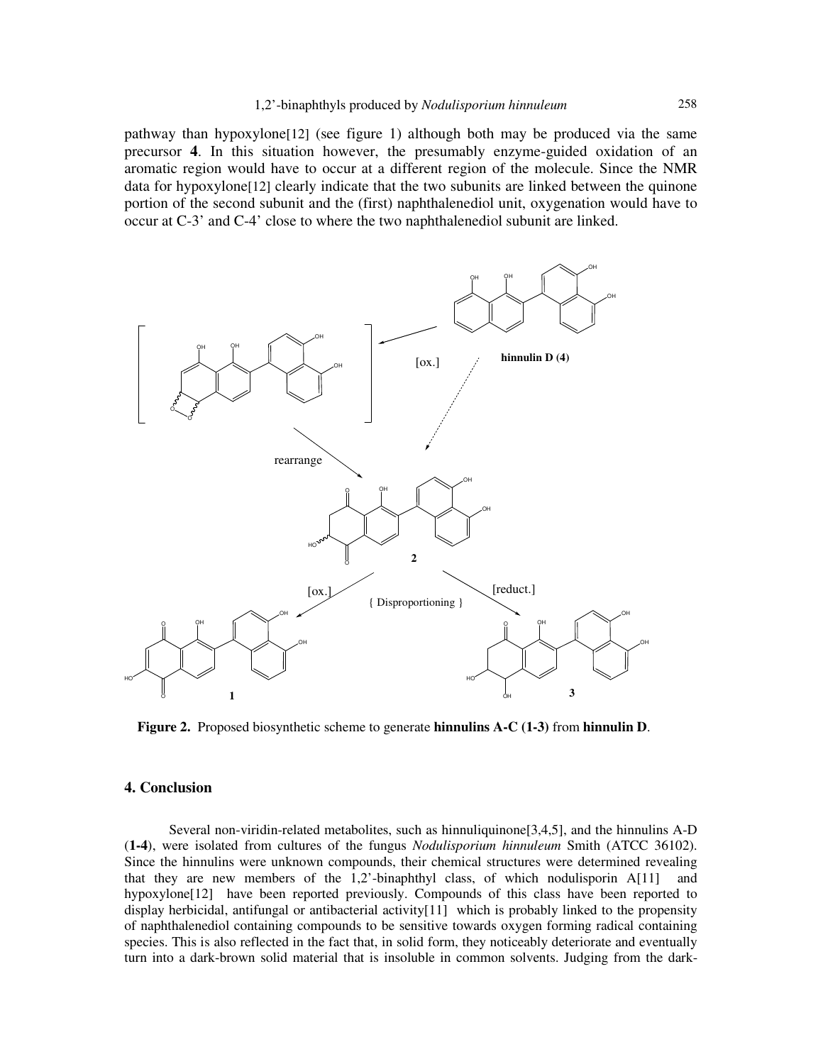pathway than hypoxylone[12] (see figure 1) although both may be produced via the same precursor **4**. In this situation however, the presumably enzyme-guided oxidation of an aromatic region would have to occur at a different region of the molecule. Since the NMR data for hypoxylone[12] clearly indicate that the two subunits are linked between the quinone portion of the second subunit and the (first) naphthalenediol unit, oxygenation would have to occur at C-3' and C-4' close to where the two naphthalenediol subunit are linked.

**Figure 2.** Proposed biosynthetic scheme to generate **hinnulins A-C (1-3)** from **hinnulin D**.

## 4. Conclusion

Several non-viridin-related metabolites, such as hinnuliquinone[3,4,5], and the hinnulins A-D (**1-4**), were isolated from cultures of the fungus *Nodulisporium hinnuleum* Smith (ATCC 36102). Since the hinnulins were unknown compounds, their chemical structures were determined revealing that they are new members of the 1,2'-binaphthyl class, of which nodulisporin A[11] and hypoxylone[12] have been reported previously. Compounds of this class have been reported to display herbicidal, antifungal or antibacterial activity[11] which is probably linked to the propensity of naphthalenediol containing compounds to be sensitive towards oxygen forming radical containing species. This is also reflected in the fact that, in solid form, they noticeably deteriorate and eventually turn into a dark-brown solid material that is insoluble in common solvents. Judging from the dark-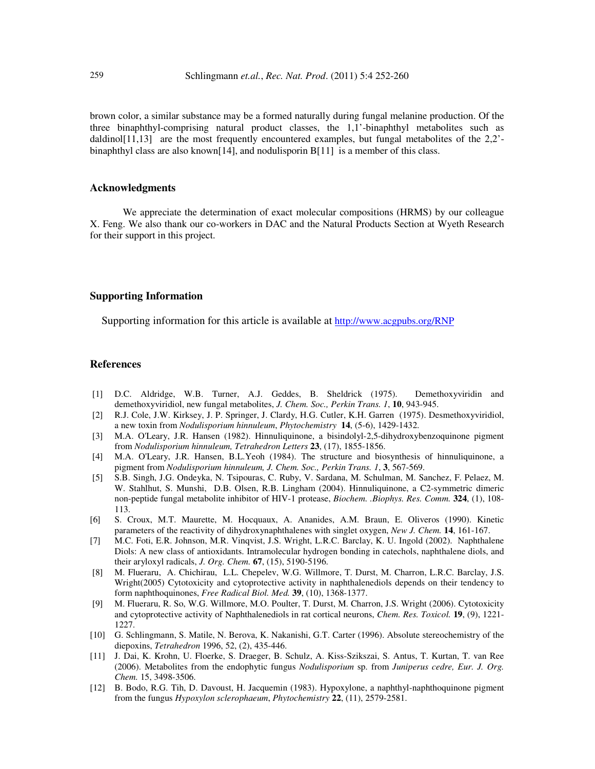brown color, a similar substance may be a formed naturally during fungal melanine production. Of the three binaphthyl-comprising natural product classes, the 1,1'-binaphthyl metabolites such as daldinol[11,13] are the most frequently encountered examples, but fungal metabolites of the 2,2'-binaphthyl class are also known[14], and nodulisporin B[11] is a member of this class.

## Acknowledgments

We appreciate the determination of exact molecular compositions (HRMS) by our colleague X. Feng. We also thank our co-workers in DAC and the Natural Products Section at Wyeth Research for their support in this project.

## Supporting Information

Supporting information for this article is available at http://www.acgpubs.org/RNP

## References

[1] D.C. Aldridge, W.B. Turner, A.J. Geddes, B. Sheldrick (1975). Demethoxyviridin and demethoxyviridiol, new fungal metabolites, *J. Chem. Soc., Perkin Trans. 1*, **10**, 943-945.

[2] R.J. Cole, J.W. Kirksey, J. P. Springer, J. Clardy, H.G. Cutler, K.H. Garren (1975). Desmethoxyviridiol, a new toxin from *Nodulisporium hinnuleum*, *Phytochemistry* **14**, (5-6), 1429-1432.

[3] M.A. O'Leary, J.R. Hansen (1982). Hinnuliquinone, a bisindolyl-2,5-dihydroxybenzoquinone pigment from *Nodulisporium hinnuleum, Tetrahedron Letters* **23**, (17), 1855-1856.

[4] M.A. O'Leary, J.R. Hansen, B.L.Yeoh (1984). The structure and biosynthesis of hinnuliquinone, a pigment from *Nodulisporium hinnuleum, J. Chem. Soc., Perkin Trans. 1*, **3**, 567-569.

[5] S.B. Singh, J.G. Ondeyka, N. Tsipouras, C. Ruby, V. Sardana, M. Schulman, M. Sanchez, F. Pelaez, M. W. Stahlhut, S. Munshi, D.B. Olsen, R.B. Lingham (2004). Hinnuliquinone, a C2-symmetric dimeric non-peptide fungal metabolite inhibitor of HIV-1 protease, *Biochem. .Biophys. Res. Comm.* **324**, (1), 108-113.

[6] S. Croux, M.T. Maurette, M. Hocquaux, A. Ananides, A.M. Braun, E. Oliveros (1990). Kinetic parameters of the reactivity of dihydroxynaphthalenes with singlet oxygen, *New J. Chem.* **14**, 161-167.

[7] M.C. Foti, E.R. Johnson, M.R. Vinqvist, J.S. Wright, L.R.C. Barclay, K. U. Ingold (2002). Naphthalene Diols: A new class of antioxidants. Intramolecular hydrogen bonding in catechols, naphthalene diols, and their aryloxyl radicals, *J. Org. Chem.* **67**, (15), 5190-5196.

[8] M. Flueraru, A. Chichirau, L.L. Chepelev, W.G. Willmore, T. Durst, M. Charron, L.R.C. Barclay, J.S. Wright(2005) Cytotoxicity and cytoprotective activity in naphthalenediols depends on their tendency to form naphthoquinones, *Free Radical Biol. Med.* **39**, (10), 1368-1377.

[9] M. Flueraru, R. So, W.G. Willmore, M.O. Poulter, T. Durst, M. Charron, J.S. Wright (2006). Cytotoxicity and cytoprotective activity of Naphthalenediols in rat cortical neurons, *Chem. Res. Toxicol.* **19**, (9), 1221-1227.

[10] G. Schlingmann, S. Matile, N. Berova, K. Nakanishi, G.T. Carter (1996). Absolute stereochemistry of the diepoxins, *Tetrahedron* 1996, 52, (2), 435-446.

[11] J. Dai, K. Krohn, U. Floerke, S. Draeger, B. Schulz, A. Kiss-Szikszai, S. Antus, T. Kurtan, T. van Ree (2006). Metabolites from the endophytic fungus *Nodulisporium* sp. from *Juniperus cedre, Eur. J. Org. Chem.* 15, 3498-3506.

[12] B. Bodo, R.G. Tih, D. Davoust, H. Jacquemin (1983). Hypoxylone, a naphthyl-naphthoquinone pigment from the fungus *Hypoxylon sclerophaeum*, *Phytochemistry* **22**, (11), 2579-2581.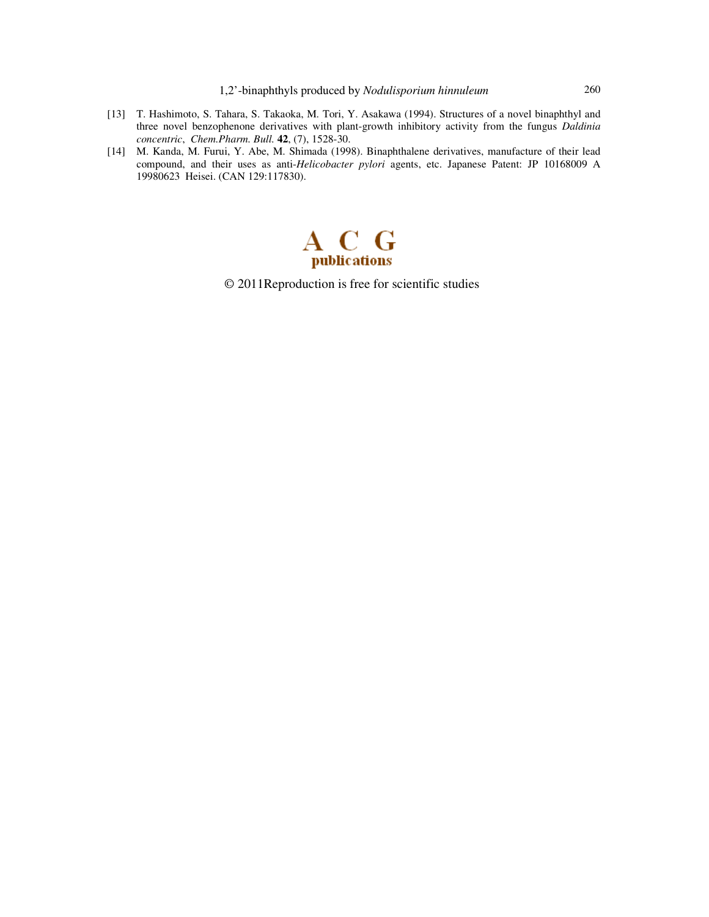[13] T. Hashimoto, S. Tahara, S. Takaoka, M. Tori, Y. Asakawa (1994). Structures of a novel binaphthyl and three novel benzophenone derivatives with plant-growth inhibitory activity from the fungus *Daldinia concentric*, *Chem.Pharm. Bull.* **42**, (7), 1528-30.

[14] M. Kanda, M. Furui, Y. Abe, M. Shimada (1998). Binaphthalene derivatives, manufacture of their lead compound, and their uses as anti-*Helicobacter pylori* agents, etc. Japanese Patent: JP 10168009 A 19980623 Heisei. (CAN 129:117830).

A C G
publications

© 2011Reproduction is free for scientific studies